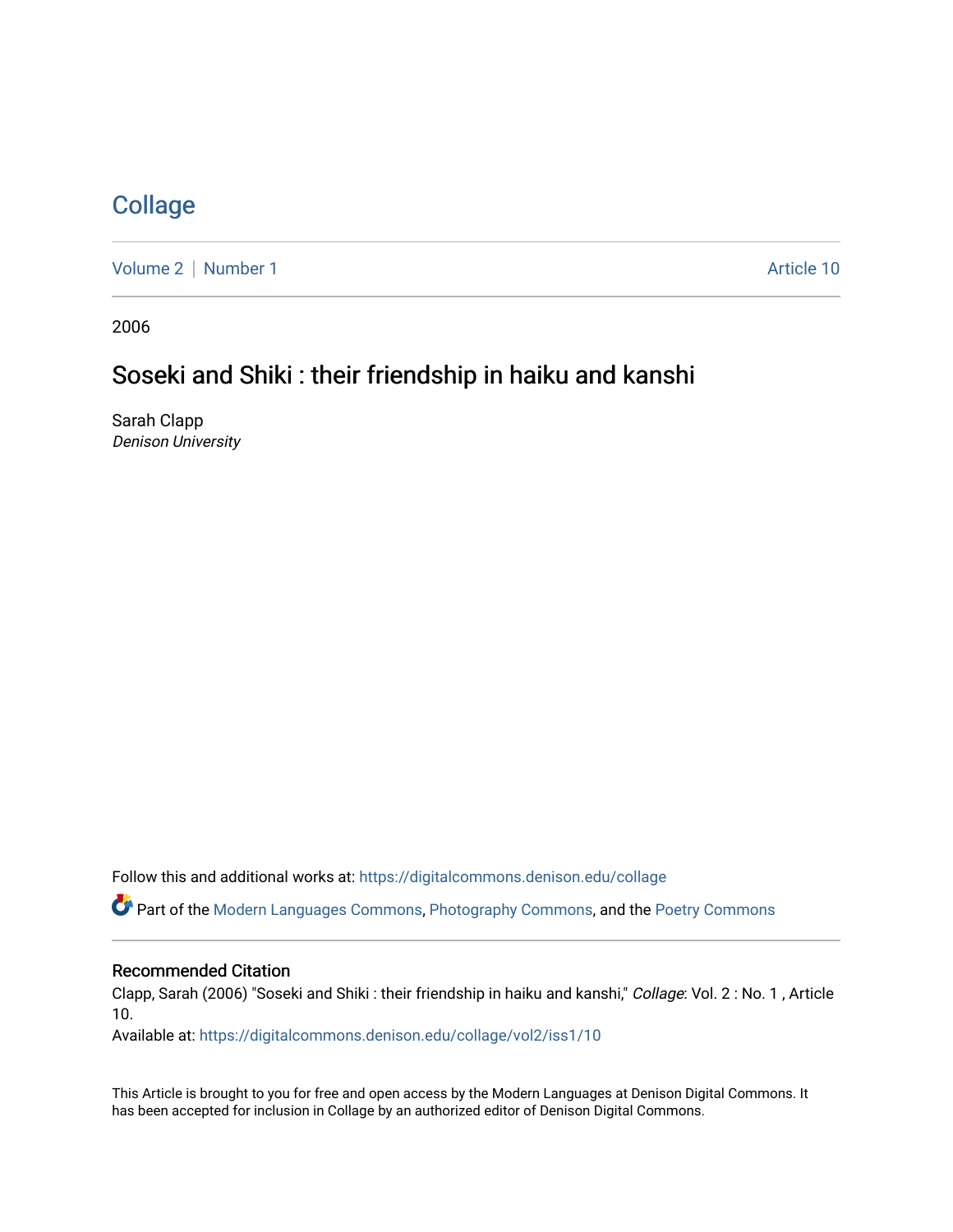# Collage

Volume 2 | Number 1 Article 10

2006

## Soseki and Shiki : their friendship in haiku and kanshi

Sarah Clapp
*Denison University*

Follow this and additional works at: https://digitalcommons.denison.edu/collage

Part of the Modern Languages Commons, Photography Commons, and the Poetry Commons

### Recommended Citation

Clapp, Sarah (2006) "Soseki and Shiki : their friendship in haiku and kanshi," *Collage*: Vol. 2 : No. 1 , Article 10.

Available at: https://digitalcommons.denison.edu/collage/vol2/iss1/10

This Article is brought to you for free and open access by the Modern Languages at Denison Digital Commons. It has been accepted for inclusion in Collage by an authorized editor of Denison Digital Commons.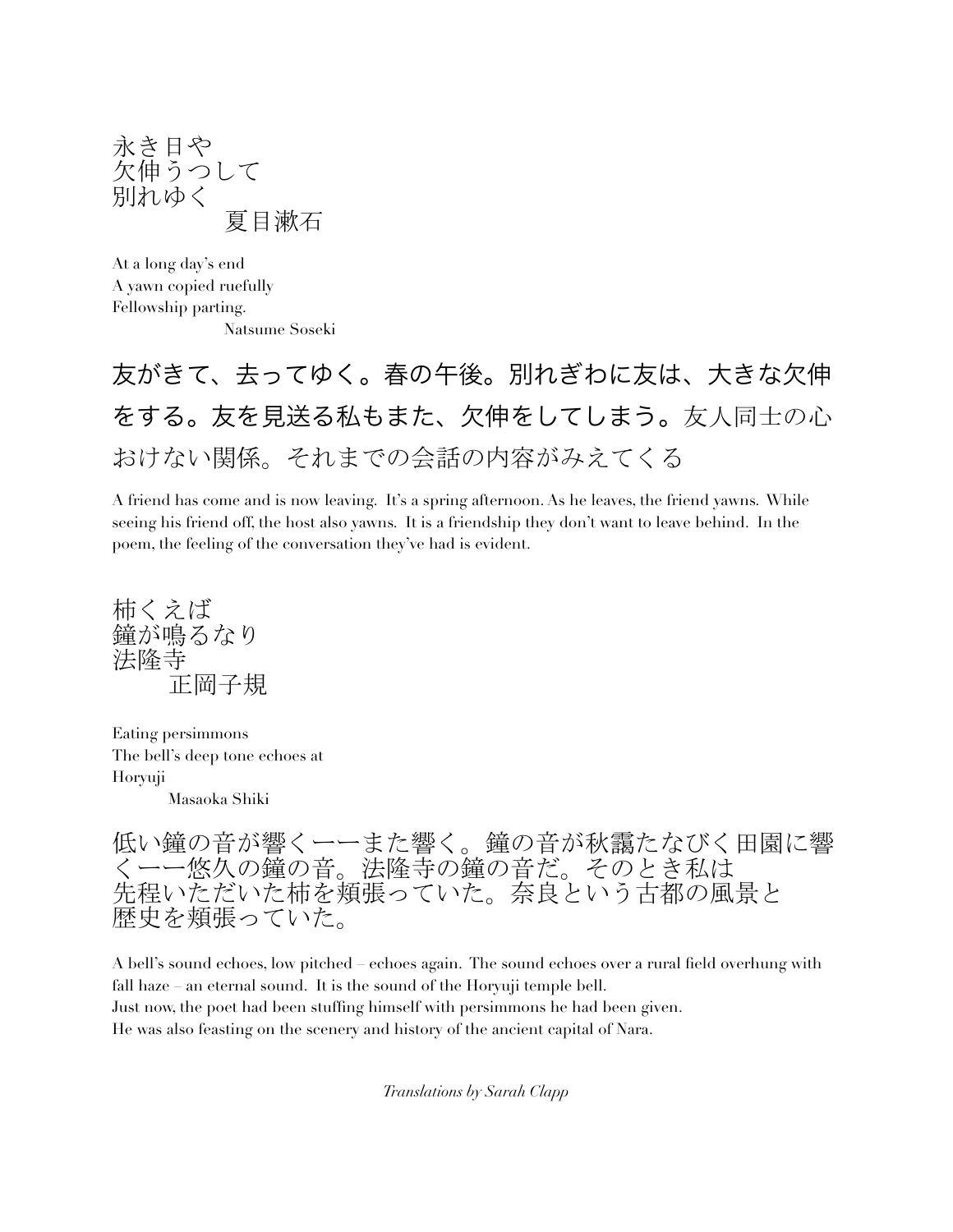永き日や
欠伸うつして
別れゆく
　　　　夏目漱石

At a long day's end
A yawn copied ruefully
Fellowship parting.
　　　　Natsume Soseki

友がきて、去ってゆく。春の午後。別れぎわに友は、大きな欠伸をする。友を見送る私もまた、欠伸をしてしまう。友人同士の心おけない関係。それまでの会話の内容がみえてくる

A friend has come and is now leaving. It's a spring afternoon. As he leaves, the friend yawns. While seeing his friend off, the host also yawns. It is a friendship they don't want to leave behind. In the poem, the feeling of the conversation they've had is evident.

柿くえば
鐘が鳴るなり
法隆寺
　　正岡子規

Eating persimmons
The bell's deep tone echoes at
Horyuji
　　Masaoka Shiki

低い鐘の音が響くーーまた響く。鐘の音が秋靄たなびく田園に響くーー悠久の鐘の音。法隆寺の鐘の音だ。そのとき私は
先程いただいた柿を頬張っていた。奈良という古都の風景と
歴史を頬張っていた。

A bell's sound echoes, low pitched – echoes again. The sound echoes over a rural field overhung with fall haze – an eternal sound. It is the sound of the Horyuji temple bell.
Just now, the poet had been stuffing himself with persimmons he had been given.
He was also feasting on the scenery and history of the ancient capital of Nara.

*Translations by Sarah Clapp*